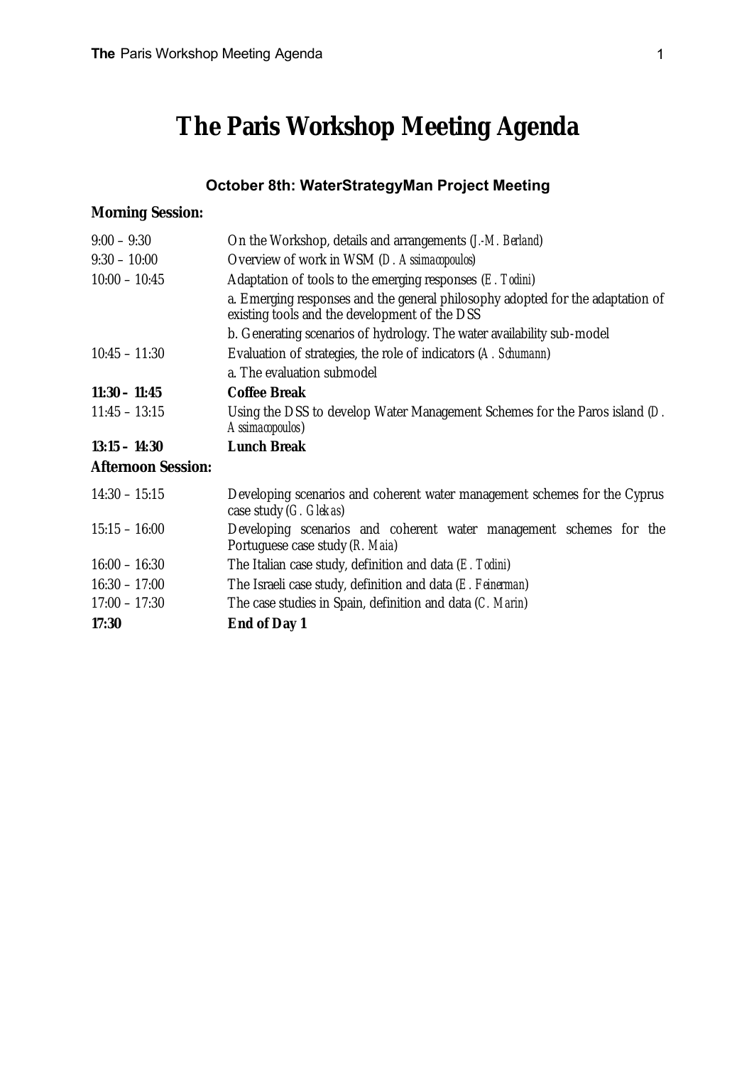# The Paris Workshop Meeting Agenda

## October 8th: WaterStrategyMan Project Meeting

**Morning Session:**

| | |
|---|---|
| 9:00 – 9:30 | On the Workshop, details and arrangements (*J.-M. Berland*) |
| 9:30 – 10:00 | Overview of work in WSM (*D. Assimacopoulos*) |
| 10:00 – 10:45 | Adaptation of tools to the emerging responses (*E. Todini*) |
| | a. Emerging responses and the general philosophy adopted for the adaptation of existing tools and the development of the DSS |
| | b. Generating scenarios of hydrology. The water availability sub-model |
| 10:45 – 11:30 | Evaluation of strategies, the role of indicators (*A. Schumann*) |
| | a. The evaluation submodel |
| **11:30 – 11:45** | **Coffee Break** |
| 11:45 – 13:15 | Using the DSS to develop Water Management Schemes for the Paros island (*D. Assimacopoulos*) |
| **13:15 – 14:30** | **Lunch Break** |

**Afternoon Session:**

| | |
|---|---|
| 14:30 – 15:15 | Developing scenarios and coherent water management schemes for the Cyprus case study (*G. Glekas*) |
| 15:15 – 16:00 | Developing scenarios and coherent water management schemes for the Portuguese case study (*R. Maia*) |
| 16:00 – 16:30 | The Italian case study, definition and data (*E. Todini*) |
| 16:30 – 17:00 | The Israeli case study, definition and data (*E. Feinerman*) |
| 17:00 – 17:30 | The case studies in Spain, definition and data (*C. Marin*) |
| **17:30** | **End of Day 1** |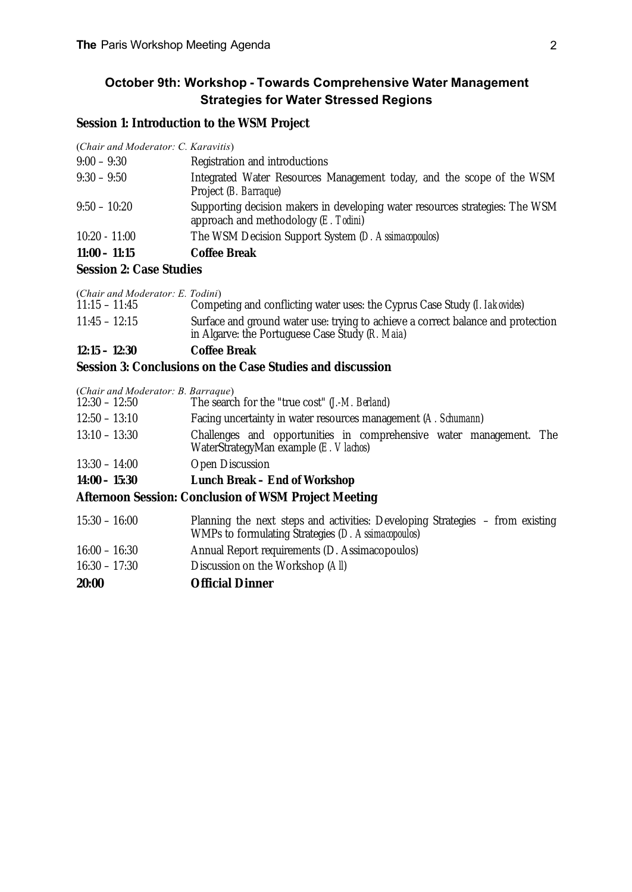## October 9th: Workshop - Towards Comprehensive Water Management Strategies for Water Stressed Regions

### Session 1: Introduction to the WSM Project

(*Chair and Moderator: C. Karavitis*)

| | |
|---|---|
| 9:00 – 9:30 | Registration and introductions |
| 9:30 – 9:50 | Integrated Water Resources Management today, and the scope of the WSM Project (*B. Barraque*) |
| 9:50 – 10:20 | Supporting decision makers in developing water resources strategies: The WSM approach and methodology (*E. Todini*) |
| 10:20 - 11:00 | The WSM Decision Support System (*D. Assimacopoulos*) |
| **11:00 – 11:15** | **Coffee Break** |

### Session 2: Case Studies

(*Chair and Moderator: E. Todini*)

| | |
|---|---|
| 11:15 – 11:45 | Competing and conflicting water uses: the Cyprus Case Study (*I. Iakovides*) |
| 11:45 – 12:15 | Surface and ground water use: trying to achieve a correct balance and protection in Algarve: the Portuguese Case Study (*R. Maia*) |
| **12:15 – 12:30** | **Coffee Break** |

### Session 3: Conclusions on the Case Studies and discussion

(*Chair and Moderator: B. Barraque*)

| | |
|---|---|
| 12:30 – 12:50 | The search for the "true cost" (*J.-M. Berland*) |
| 12:50 – 13:10 | Facing uncertainty in water resources management (*A. Schumann*) |
| 13:10 – 13:30 | Challenges and opportunities in comprehensive water management. The WaterStrategyMan example (*E. Vlachos*) |
| 13:30 – 14:00 | Open Discussion |
| **14:00 – 15:30** | **Lunch Break – End of Workshop** |

### Afternoon Session: Conclusion of WSM Project Meeting

| | |
|---|---|
| 15:30 – 16:00 | Planning the next steps and activities: Developing Strategies – from existing WMPs to formulating Strategies (*D. Assimacopoulos*) |
| 16:00 – 16:30 | Annual Report requirements (D. Assimacopoulos) |
| 16:30 – 17:30 | Discussion on the Workshop (*All*) |
| **20:00** | **Official Dinner** |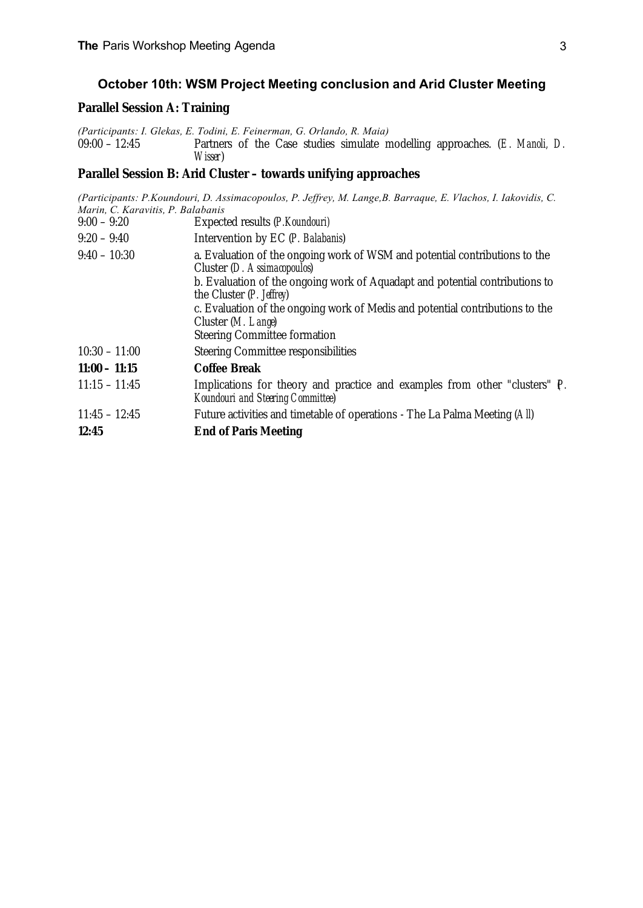## October 10th: WSM Project Meeting conclusion and Arid Cluster Meeting

### Parallel Session A: Training

*(Participants: I. Glekas, E. Todini, E. Feinerman, G. Orlando, R. Maia)*

| | |
|---|---|
| 09:00 – 12:45 | Partners of the Case studies simulate modelling approaches. (*E. Manoli, D. Wisser*) |

### Parallel Session B: Arid Cluster – towards unifying approaches

*(Participants: P.Koundouri, D. Assimacopoulos, P. Jeffrey, M. Lange,B. Barraque, E. Vlachos, I. Iakovidis, C. Marin, C. Karavitis, P. Balabanis*

| | |
|---|---|
| 9:00 – 9:20 | Expected results (*P.Koundouri*) |
| 9:20 – 9:40 | Intervention by EC (*P. Balabanis*) |
| 9:40 – 10:30 | a. Evaluation of the ongoing work of WSM and potential contributions to the Cluster (*D. Assimacopoulos*)<br>b. Evaluation of the ongoing work of Aquadapt and potential contributions to the Cluster (*P. Jeffrey*)<br>c. Evaluation of the ongoing work of Medis and potential contributions to the Cluster (*M. Lange*)<br>Steering Committee formation |
| 10:30 – 11:00 | Steering Committee responsibilities |
| **11:00 – 11:15** | **Coffee Break** |
| 11:15 – 11:45 | Implications for theory and practice and examples from other "clusters" (*P. Koundouri and Steering Committee*) |
| 11:45 – 12:45 | Future activities and timetable of operations - The La Palma Meeting (*All*) |
| **12:45** | **End of Paris Meeting** |